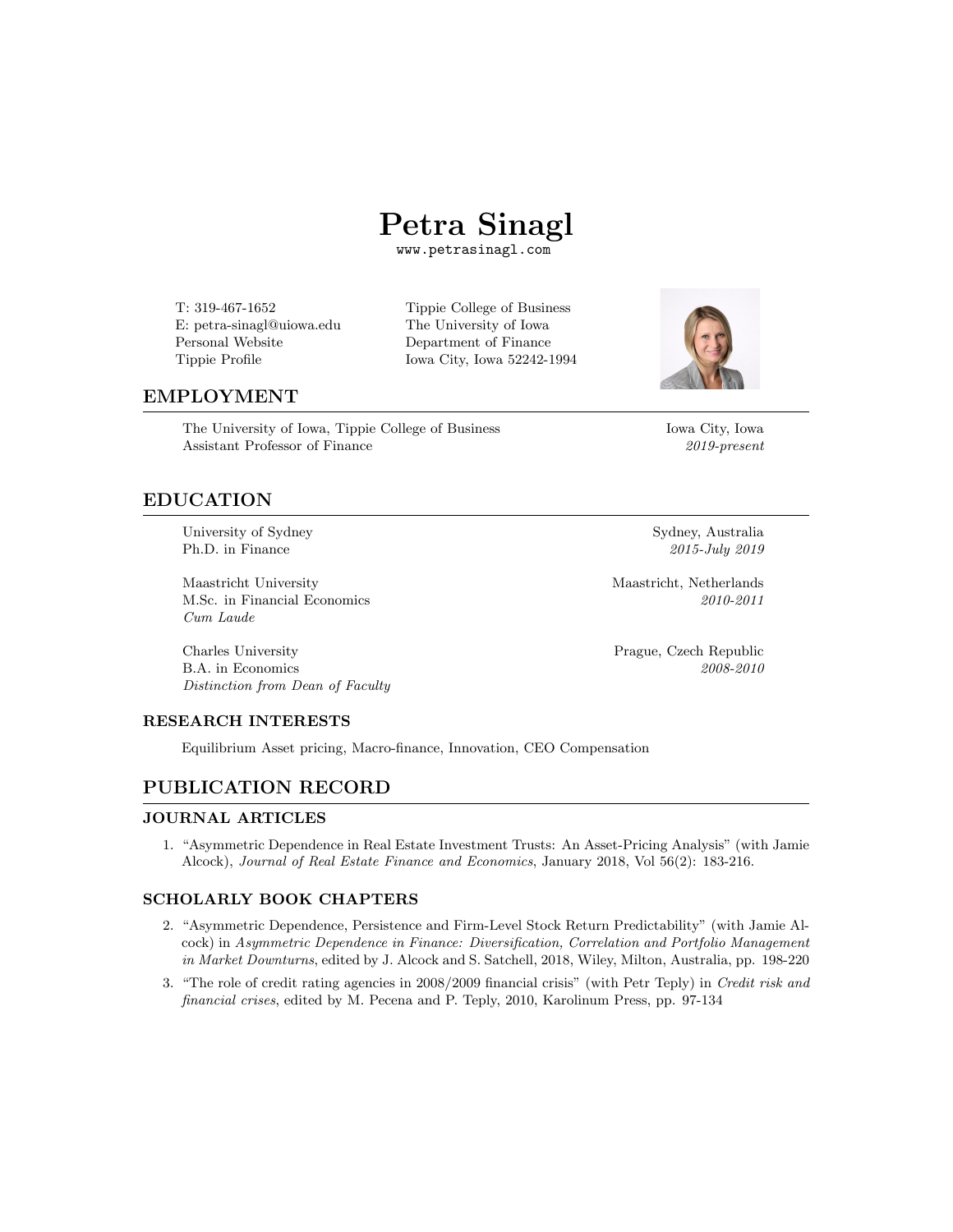# Petra Sinagl

www.petrasinagl.com

T: 319-467-1652
E: petra-sinagl@uiowa.edu
Personal Website
Tippie Profile

Tippie College of Business
The University of Iowa
Department of Finance
Iowa City, Iowa 52242-1994

## EMPLOYMENT

The University of Iowa, Tippie College of Business — Iowa City, Iowa
Assistant Professor of Finance — *2019-present*

## EDUCATION

University of Sydney — Sydney, Australia
Ph.D. in Finance — *2015-July 2019*

Maastricht University — Maastricht, Netherlands
M.Sc. in Financial Economics — *2010-2011*
*Cum Laude*

Charles University — Prague, Czech Republic
B.A. in Economics — *2008-2010*
*Distinction from Dean of Faculty*

### RESEARCH INTERESTS

Equilibrium Asset pricing, Macro-finance, Innovation, CEO Compensation

## PUBLICATION RECORD

### JOURNAL ARTICLES

1. "Asymmetric Dependence in Real Estate Investment Trusts: An Asset-Pricing Analysis" (with Jamie Alcock), *Journal of Real Estate Finance and Economics*, January 2018, Vol 56(2): 183-216.

### SCHOLARLY BOOK CHAPTERS

2. "Asymmetric Dependence, Persistence and Firm-Level Stock Return Predictability" (with Jamie Alcock) in *Asymmetric Dependence in Finance: Diversification, Correlation and Portfolio Management in Market Downturns*, edited by J. Alcock and S. Satchell, 2018, Wiley, Milton, Australia, pp. 198-220
3. "The role of credit rating agencies in 2008/2009 financial crisis" (with Petr Teply) in *Credit risk and financial crises*, edited by M. Pecena and P. Teply, 2010, Karolinum Press, pp. 97-134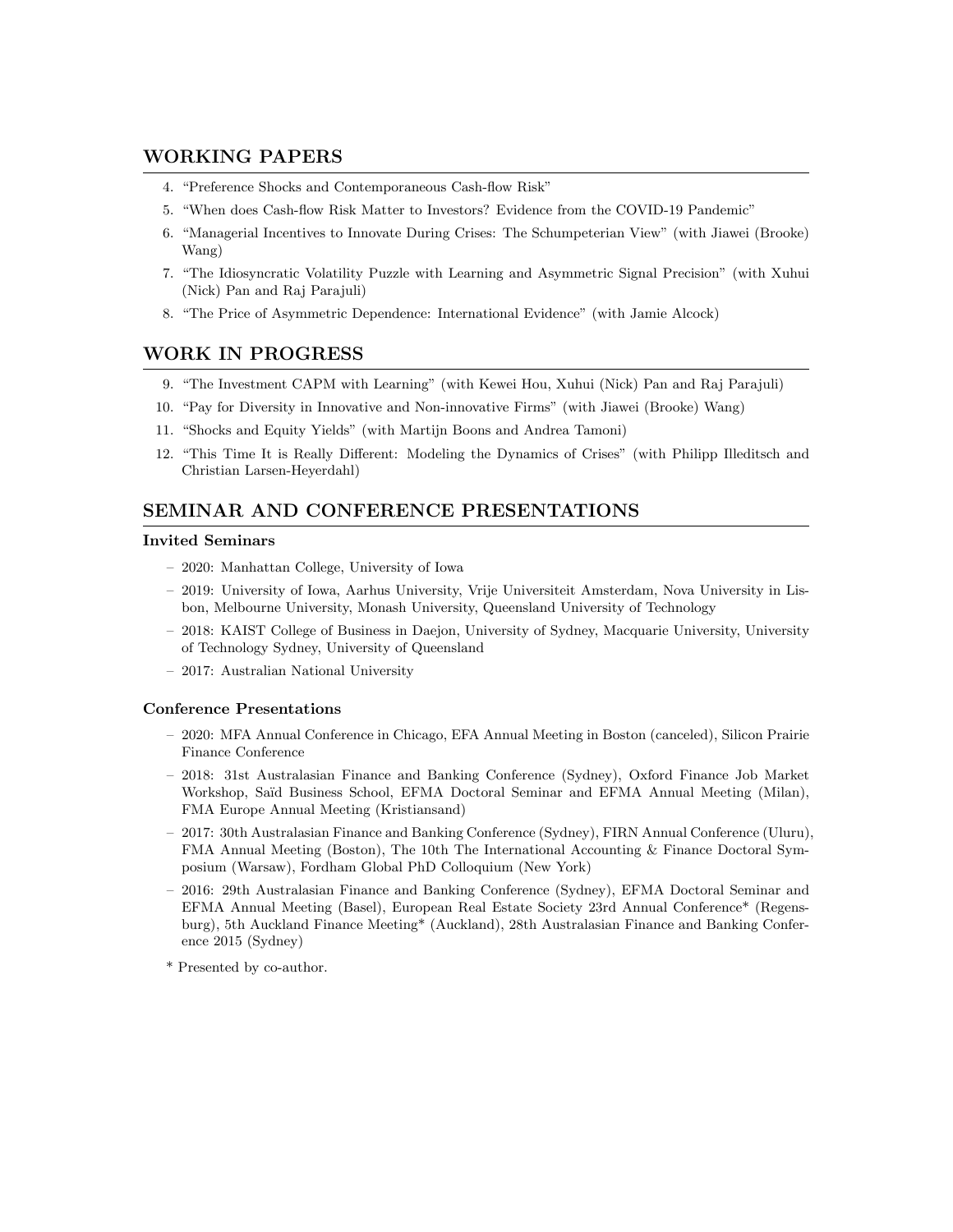## WORKING PAPERS

4. "Preference Shocks and Contemporaneous Cash-flow Risk"
5. "When does Cash-flow Risk Matter to Investors? Evidence from the COVID-19 Pandemic"
6. "Managerial Incentives to Innovate During Crises: The Schumpeterian View" (with Jiawei (Brooke) Wang)
7. "The Idiosyncratic Volatility Puzzle with Learning and Asymmetric Signal Precision" (with Xuhui (Nick) Pan and Raj Parajuli)
8. "The Price of Asymmetric Dependence: International Evidence" (with Jamie Alcock)

## WORK IN PROGRESS

9. "The Investment CAPM with Learning" (with Kewei Hou, Xuhui (Nick) Pan and Raj Parajuli)
10. "Pay for Diversity in Innovative and Non-innovative Firms" (with Jiawei (Brooke) Wang)
11. "Shocks and Equity Yields" (with Martijn Boons and Andrea Tamoni)
12. "This Time It is Really Different: Modeling the Dynamics of Crises" (with Philipp Illeditsch and Christian Larsen-Heyerdahl)

## SEMINAR AND CONFERENCE PRESENTATIONS

### Invited Seminars

- 2020: Manhattan College, University of Iowa
- 2019: University of Iowa, Aarhus University, Vrije Universiteit Amsterdam, Nova University in Lisbon, Melbourne University, Monash University, Queensland University of Technology
- 2018: KAIST College of Business in Daejon, University of Sydney, Macquarie University, University of Technology Sydney, University of Queensland
- 2017: Australian National University

### Conference Presentations

- 2020: MFA Annual Conference in Chicago, EFA Annual Meeting in Boston (canceled), Silicon Prairie Finance Conference
- 2018: 31st Australasian Finance and Banking Conference (Sydney), Oxford Finance Job Market Workshop, Saïd Business School, EFMA Doctoral Seminar and EFMA Annual Meeting (Milan), FMA Europe Annual Meeting (Kristiansand)
- 2017: 30th Australasian Finance and Banking Conference (Sydney), FIRN Annual Conference (Uluru), FMA Annual Meeting (Boston), The 10th The International Accounting & Finance Doctoral Symposium (Warsaw), Fordham Global PhD Colloquium (New York)
- 2016: 29th Australasian Finance and Banking Conference (Sydney), EFMA Doctoral Seminar and EFMA Annual Meeting (Basel), European Real Estate Society 23rd Annual Conference* (Regensburg), 5th Auckland Finance Meeting* (Auckland), 28th Australasian Finance and Banking Conference 2015 (Sydney)

\* Presented by co-author.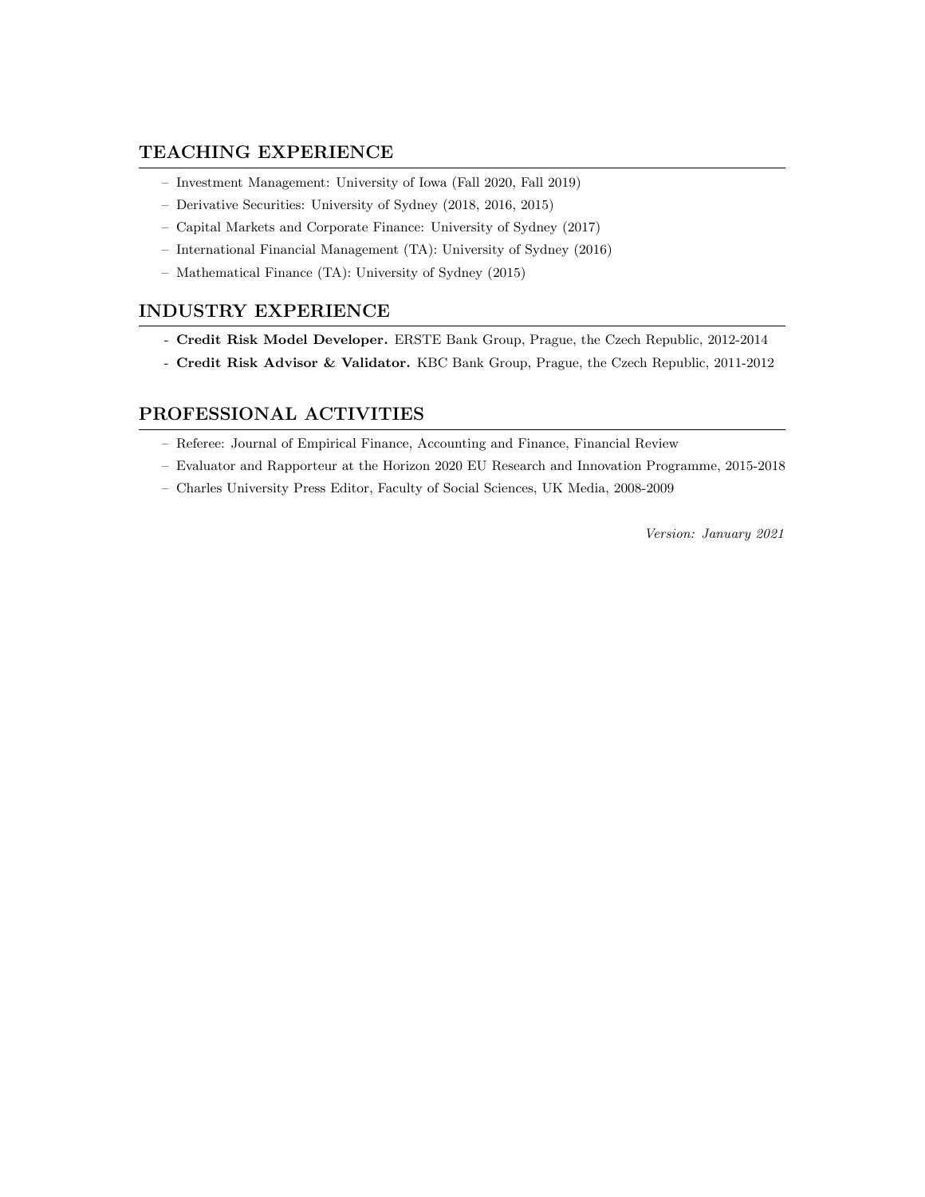## TEACHING EXPERIENCE

- Investment Management: University of Iowa (Fall 2020, Fall 2019)
- Derivative Securities: University of Sydney (2018, 2016, 2015)
- Capital Markets and Corporate Finance: University of Sydney (2017)
- International Financial Management (TA): University of Sydney (2016)
- Mathematical Finance (TA): University of Sydney (2015)

## INDUSTRY EXPERIENCE

- **Credit Risk Model Developer.** ERSTE Bank Group, Prague, the Czech Republic, 2012-2014
- **Credit Risk Advisor & Validator.** KBC Bank Group, Prague, the Czech Republic, 2011-2012

## PROFESSIONAL ACTIVITIES

- Referee: Journal of Empirical Finance, Accounting and Finance, Financial Review
- Evaluator and Rapporteur at the Horizon 2020 EU Research and Innovation Programme, 2015-2018
- Charles University Press Editor, Faculty of Social Sciences, UK Media, 2008-2009

*Version: January 2021*